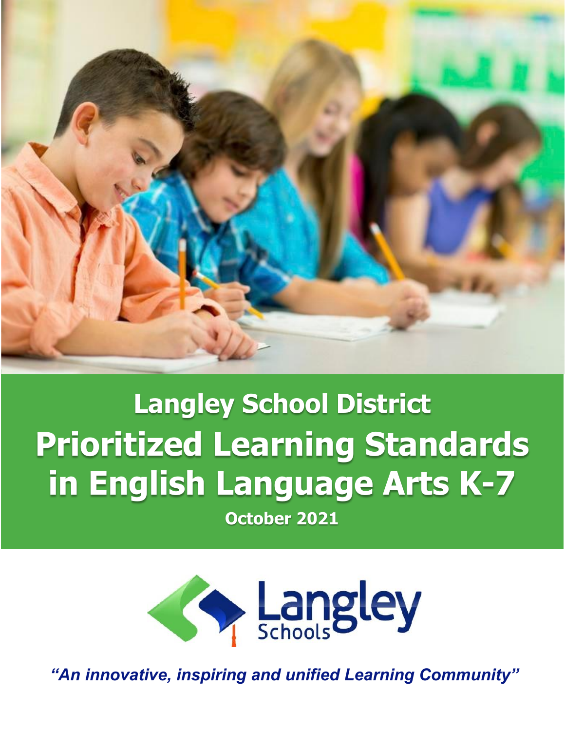# Langley School District

# Prioritized Learning Standards in English Language Arts K-7

**October 2021**

Langley Schools

*"An innovative, inspiring and unified Learning Community"*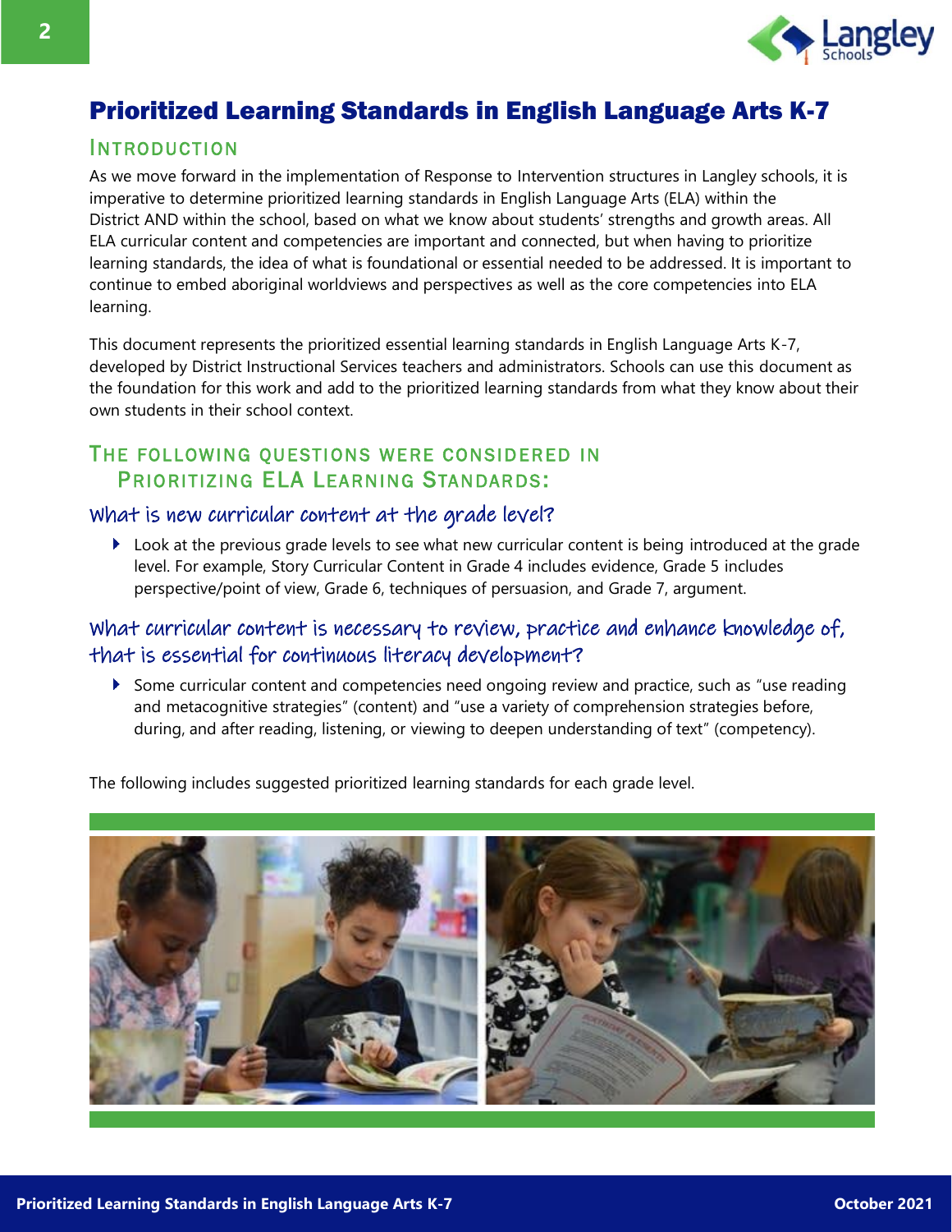# Prioritized Learning Standards in English Language Arts K-7

## Introduction

As we move forward in the implementation of Response to Intervention structures in Langley schools, it is imperative to determine prioritized learning standards in English Language Arts (ELA) within the District AND within the school, based on what we know about students' strengths and growth areas. All ELA curricular content and competencies are important and connected, but when having to prioritize learning standards, the idea of what is foundational or essential needed to be addressed. It is important to continue to embed aboriginal worldviews and perspectives as well as the core competencies into ELA learning.

This document represents the prioritized essential learning standards in English Language Arts K-7, developed by District Instructional Services teachers and administrators. Schools can use this document as the foundation for this work and add to the prioritized learning standards from what they know about their own students in their school context.

## The following questions were considered in Prioritizing ELA Learning Standards:

### What is new curricular content at the grade level?

- Look at the previous grade levels to see what new curricular content is being introduced at the grade level. For example, Story Curricular Content in Grade 4 includes evidence, Grade 5 includes perspective/point of view, Grade 6, techniques of persuasion, and Grade 7, argument.

### What curricular content is necessary to review, practice and enhance knowledge of, that is essential for continuous literacy development?

- Some curricular content and competencies need ongoing review and practice, such as "use reading and metacognitive strategies" (content) and "use a variety of comprehension strategies before, during, and after reading, listening, or viewing to deepen understanding of text" (competency).

The following includes suggested prioritized learning standards for each grade level.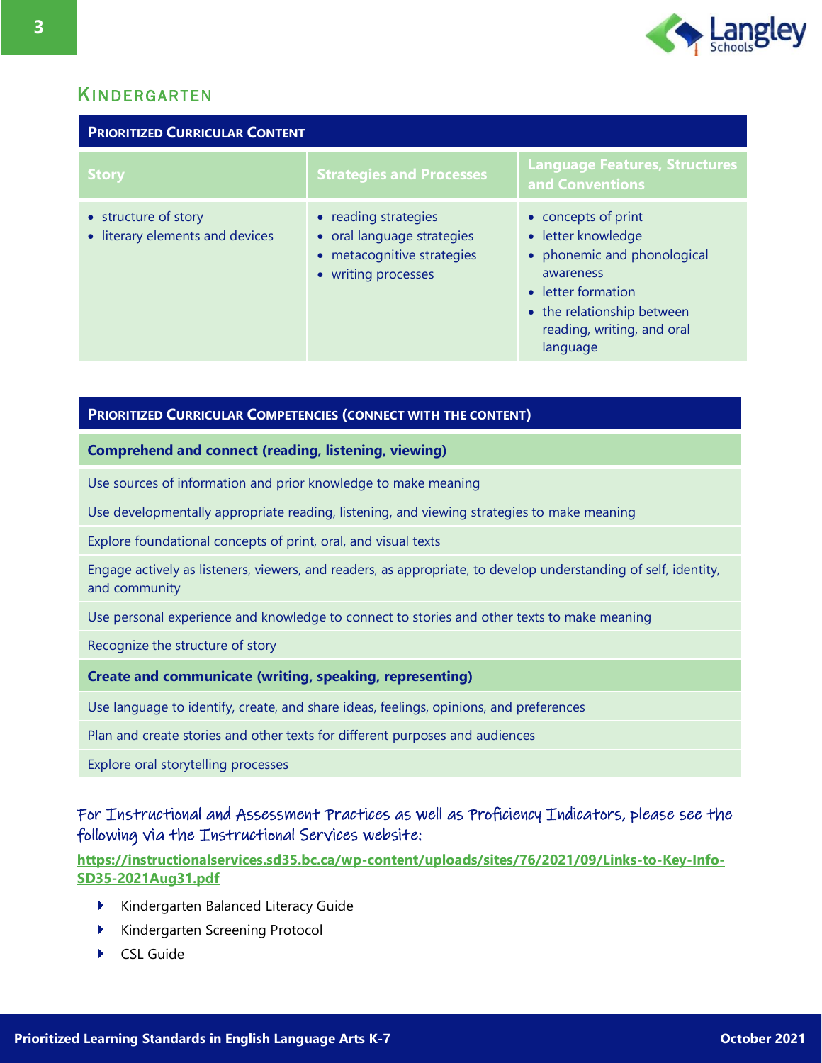## Kindergarten

| Prioritized Curricular Content | | |
|---|---|---|
| **Story** | **Strategies and Processes** | **Language Features, Structures and Conventions** |
| • structure of story<br>• literary elements and devices | • reading strategies<br>• oral language strategies<br>• metacognitive strategies<br>• writing processes | • concepts of print<br>• letter knowledge<br>• phonemic and phonological awareness<br>• letter formation<br>• the relationship between reading, writing, and oral language |

| Prioritized Curricular Competencies (connect with the content) |
|---|
| **Comprehend and connect (reading, listening, viewing)** |
| Use sources of information and prior knowledge to make meaning |
| Use developmentally appropriate reading, listening, and viewing strategies to make meaning |
| Explore foundational concepts of print, oral, and visual texts |
| Engage actively as listeners, viewers, and readers, as appropriate, to develop understanding of self, identity, and community |
| Use personal experience and knowledge to connect to stories and other texts to make meaning |
| Recognize the structure of story |
| **Create and communicate (writing, speaking, representing)** |
| Use language to identify, create, and share ideas, feelings, opinions, and preferences |
| Plan and create stories and other texts for different purposes and audiences |
| Explore oral storytelling processes |

For Instructional and Assessment Practices as well as Proficiency Indicators, please see the following via the Instructional Services website:

**https://instructionalservices.sd35.bc.ca/wp-content/uploads/sites/76/2021/09/Links-to-Key-Info-SD35-2021Aug31.pdf**

- Kindergarten Balanced Literacy Guide
- Kindergarten Screening Protocol
- CSL Guide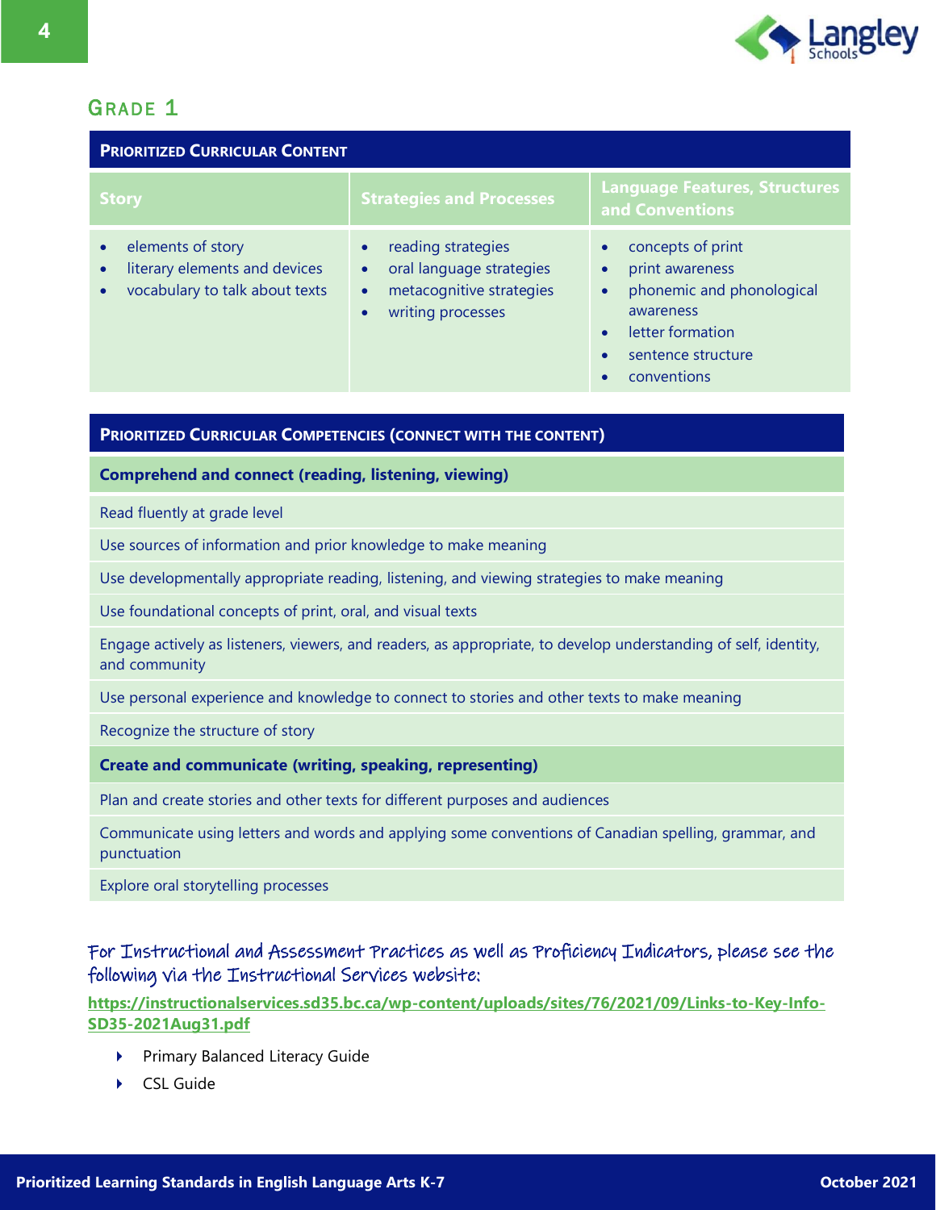## Grade 1

| **Prioritized Curricular Content** | | |
|---|---|---|
| **Story** | **Strategies and Processes** | **Language Features, Structures and Conventions** |
| • elements of story<br>• literary elements and devices<br>• vocabulary to talk about texts | • reading strategies<br>• oral language strategies<br>• metacognitive strategies<br>• writing processes | • concepts of print<br>• print awareness<br>• phonemic and phonological awareness<br>• letter formation<br>• sentence structure<br>• conventions |

| **Prioritized Curricular Competencies (connect with the content)** |
|---|
| **Comprehend and connect (reading, listening, viewing)** |
| Read fluently at grade level |
| Use sources of information and prior knowledge to make meaning |
| Use developmentally appropriate reading, listening, and viewing strategies to make meaning |
| Use foundational concepts of print, oral, and visual texts |
| Engage actively as listeners, viewers, and readers, as appropriate, to develop understanding of self, identity, and community |
| Use personal experience and knowledge to connect to stories and other texts to make meaning |
| Recognize the structure of story |
| **Create and communicate (writing, speaking, representing)** |
| Plan and create stories and other texts for different purposes and audiences |
| Communicate using letters and words and applying some conventions of Canadian spelling, grammar, and punctuation |
| Explore oral storytelling processes |

For Instructional and Assessment Practices as well as Proficiency Indicators, please see the following via the Instructional Services website:

**https://instructionalservices.sd35.bc.ca/wp-content/uploads/sites/76/2021/09/Links-to-Key-Info-SD35-2021Aug31.pdf**

- Primary Balanced Literacy Guide
- CSL Guide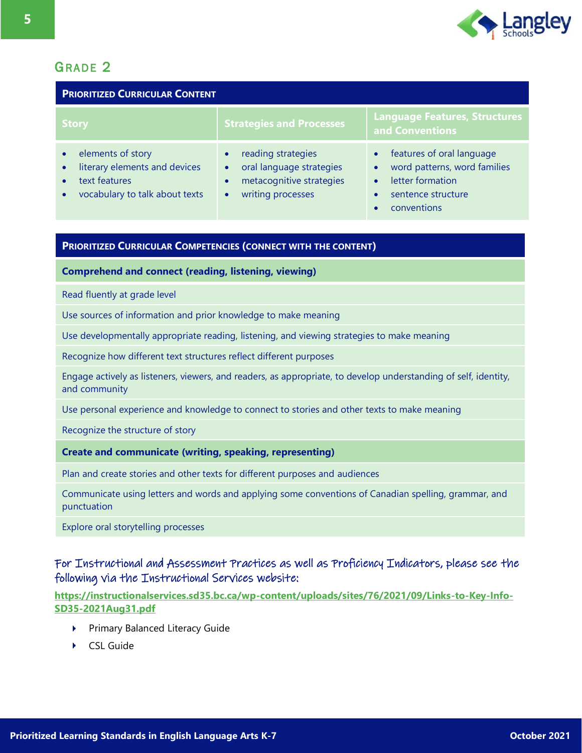## Grade 2

| Prioritized Curricular Content | | |
|---|---|---|
| **Story** | **Strategies and Processes** | **Language Features, Structures and Conventions** |
| • elements of story<br>• literary elements and devices<br>• text features<br>• vocabulary to talk about texts | • reading strategies<br>• oral language strategies<br>• metacognitive strategies<br>• writing processes | • features of oral language<br>• word patterns, word families<br>• letter formation<br>• sentence structure<br>• conventions |

| Prioritized Curricular Competencies (connect with the content) |
|---|
| **Comprehend and connect (reading, listening, viewing)** |
| Read fluently at grade level |
| Use sources of information and prior knowledge to make meaning |
| Use developmentally appropriate reading, listening, and viewing strategies to make meaning |
| Recognize how different text structures reflect different purposes |
| Engage actively as listeners, viewers, and readers, as appropriate, to develop understanding of self, identity, and community |
| Use personal experience and knowledge to connect to stories and other texts to make meaning |
| Recognize the structure of story |
| **Create and communicate (writing, speaking, representing)** |
| Plan and create stories and other texts for different purposes and audiences |
| Communicate using letters and words and applying some conventions of Canadian spelling, grammar, and punctuation |
| Explore oral storytelling processes |

For Instructional and Assessment Practices as well as Proficiency Indicators, please see the following via the Instructional Services website:

**https://instructionalservices.sd35.bc.ca/wp-content/uploads/sites/76/2021/09/Links-to-Key-Info-SD35-2021Aug31.pdf**

- Primary Balanced Literacy Guide
- CSL Guide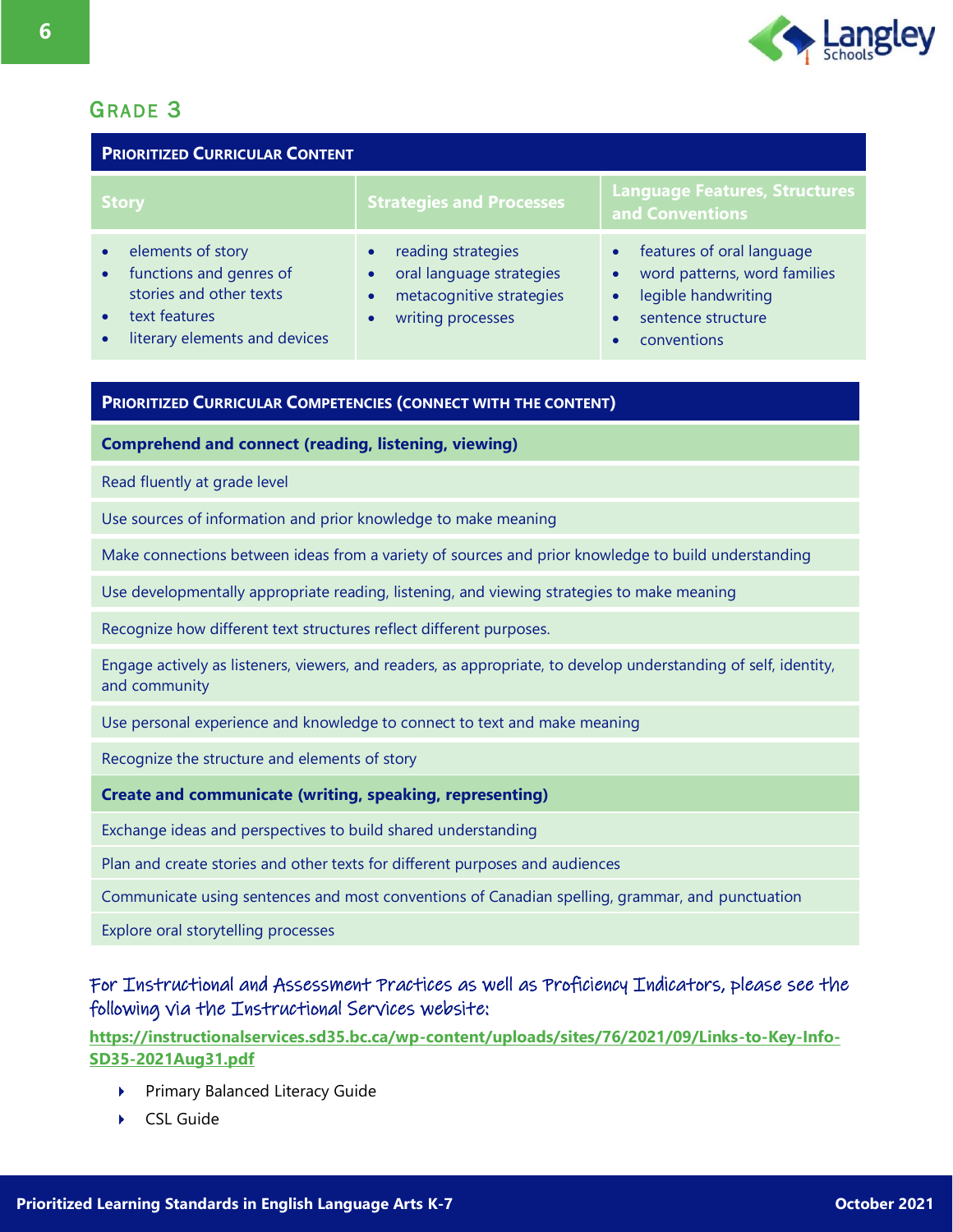## Grade 3

| Prioritized Curricular Content | | |
|---|---|---|
| **Story** | **Strategies and Processes** | **Language Features, Structures and Conventions** |
| • elements of story<br>• functions and genres of stories and other texts<br>• text features<br>• literary elements and devices | • reading strategies<br>• oral language strategies<br>• metacognitive strategies<br>• writing processes | • features of oral language<br>• word patterns, word families<br>• legible handwriting<br>• sentence structure<br>• conventions |

| Prioritized Curricular Competencies (connect with the content) |
|---|
| **Comprehend and connect (reading, listening, viewing)** |
| Read fluently at grade level |
| Use sources of information and prior knowledge to make meaning |
| Make connections between ideas from a variety of sources and prior knowledge to build understanding |
| Use developmentally appropriate reading, listening, and viewing strategies to make meaning |
| Recognize how different text structures reflect different purposes. |
| Engage actively as listeners, viewers, and readers, as appropriate, to develop understanding of self, identity, and community |
| Use personal experience and knowledge to connect to text and make meaning |
| Recognize the structure and elements of story |
| **Create and communicate (writing, speaking, representing)** |
| Exchange ideas and perspectives to build shared understanding |
| Plan and create stories and other texts for different purposes and audiences |
| Communicate using sentences and most conventions of Canadian spelling, grammar, and punctuation |
| Explore oral storytelling processes |

For Instructional and Assessment Practices as well as Proficiency Indicators, please see the following via the Instructional Services website:

**https://instructionalservices.sd35.bc.ca/wp-content/uploads/sites/76/2021/09/Links-to-Key-Info-SD35-2021Aug31.pdf**

- Primary Balanced Literacy Guide
- CSL Guide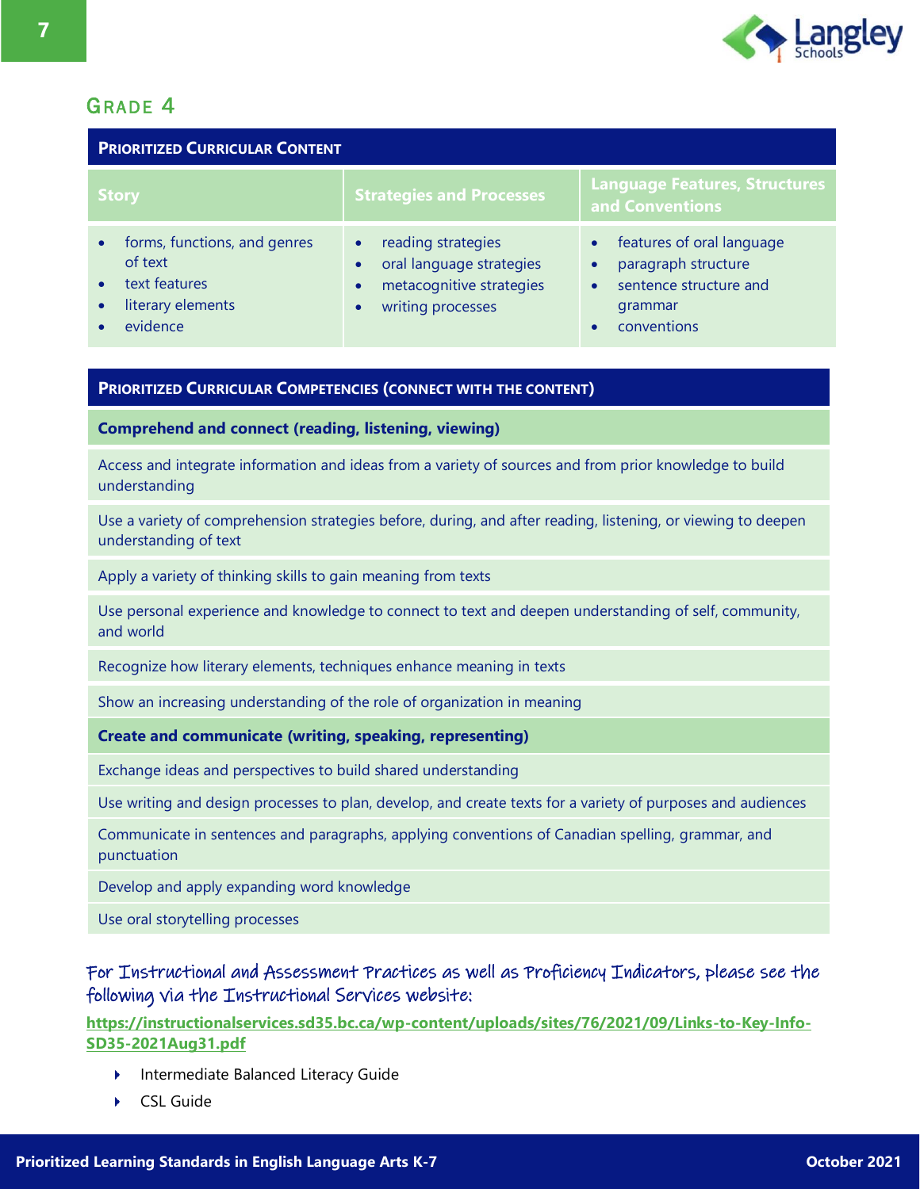## Grade 4

| Prioritized Curricular Content | | |
|---|---|---|
| **Story** | **Strategies and Processes** | **Language Features, Structures and Conventions** |
| • forms, functions, and genres of text<br>• text features<br>• literary elements<br>• evidence | • reading strategies<br>• oral language strategies<br>• metacognitive strategies<br>• writing processes | • features of oral language<br>• paragraph structure<br>• sentence structure and grammar<br>• conventions |

| Prioritized Curricular Competencies (connect with the content) |
|---|
| **Comprehend and connect (reading, listening, viewing)** |
| Access and integrate information and ideas from a variety of sources and from prior knowledge to build understanding |
| Use a variety of comprehension strategies before, during, and after reading, listening, or viewing to deepen understanding of text |
| Apply a variety of thinking skills to gain meaning from texts |
| Use personal experience and knowledge to connect to text and deepen understanding of self, community, and world |
| Recognize how literary elements, techniques enhance meaning in texts |
| Show an increasing understanding of the role of organization in meaning |
| **Create and communicate (writing, speaking, representing)** |
| Exchange ideas and perspectives to build shared understanding |
| Use writing and design processes to plan, develop, and create texts for a variety of purposes and audiences |
| Communicate in sentences and paragraphs, applying conventions of Canadian spelling, grammar, and punctuation |
| Develop and apply expanding word knowledge |
| Use oral storytelling processes |

For Instructional and Assessment Practices as well as Proficiency Indicators, please see the following via the Instructional Services website:

**https://instructionalservices.sd35.bc.ca/wp-content/uploads/sites/76/2021/09/Links-to-Key-Info-SD35-2021Aug31.pdf**

- Intermediate Balanced Literacy Guide
- CSL Guide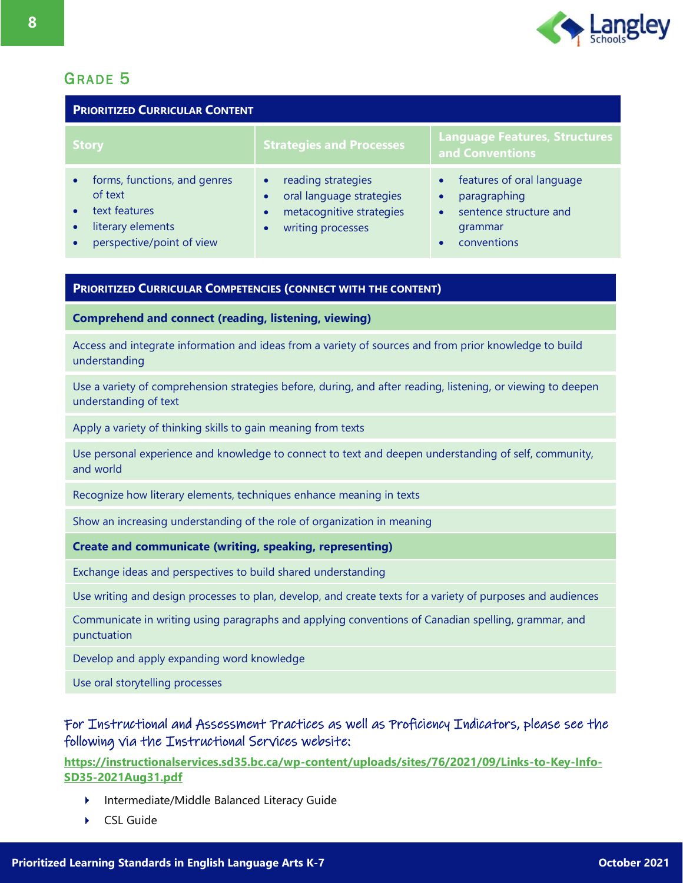## Grade 5

| Prioritized Curricular Content | | |
|---|---|---|
| **Story** | **Strategies and Processes** | **Language Features, Structures and Conventions** |
| • forms, functions, and genres of text<br>• text features<br>• literary elements<br>• perspective/point of view | • reading strategies<br>• oral language strategies<br>• metacognitive strategies<br>• writing processes | • features of oral language<br>• paragraphing<br>• sentence structure and grammar<br>• conventions |

| Prioritized Curricular Competencies (connect with the content) |
|---|
| **Comprehend and connect (reading, listening, viewing)** |
| Access and integrate information and ideas from a variety of sources and from prior knowledge to build understanding |
| Use a variety of comprehension strategies before, during, and after reading, listening, or viewing to deepen understanding of text |
| Apply a variety of thinking skills to gain meaning from texts |
| Use personal experience and knowledge to connect to text and deepen understanding of self, community, and world |
| Recognize how literary elements, techniques enhance meaning in texts |
| Show an increasing understanding of the role of organization in meaning |
| **Create and communicate (writing, speaking, representing)** |
| Exchange ideas and perspectives to build shared understanding |
| Use writing and design processes to plan, develop, and create texts for a variety of purposes and audiences |
| Communicate in writing using paragraphs and applying conventions of Canadian spelling, grammar, and punctuation |
| Develop and apply expanding word knowledge |
| Use oral storytelling processes |

For Instructional and Assessment Practices as well as Proficiency Indicators, please see the following via the Instructional Services website:

**https://instructionalservices.sd35.bc.ca/wp-content/uploads/sites/76/2021/09/Links-to-Key-Info-SD35-2021Aug31.pdf**

- Intermediate/Middle Balanced Literacy Guide
- CSL Guide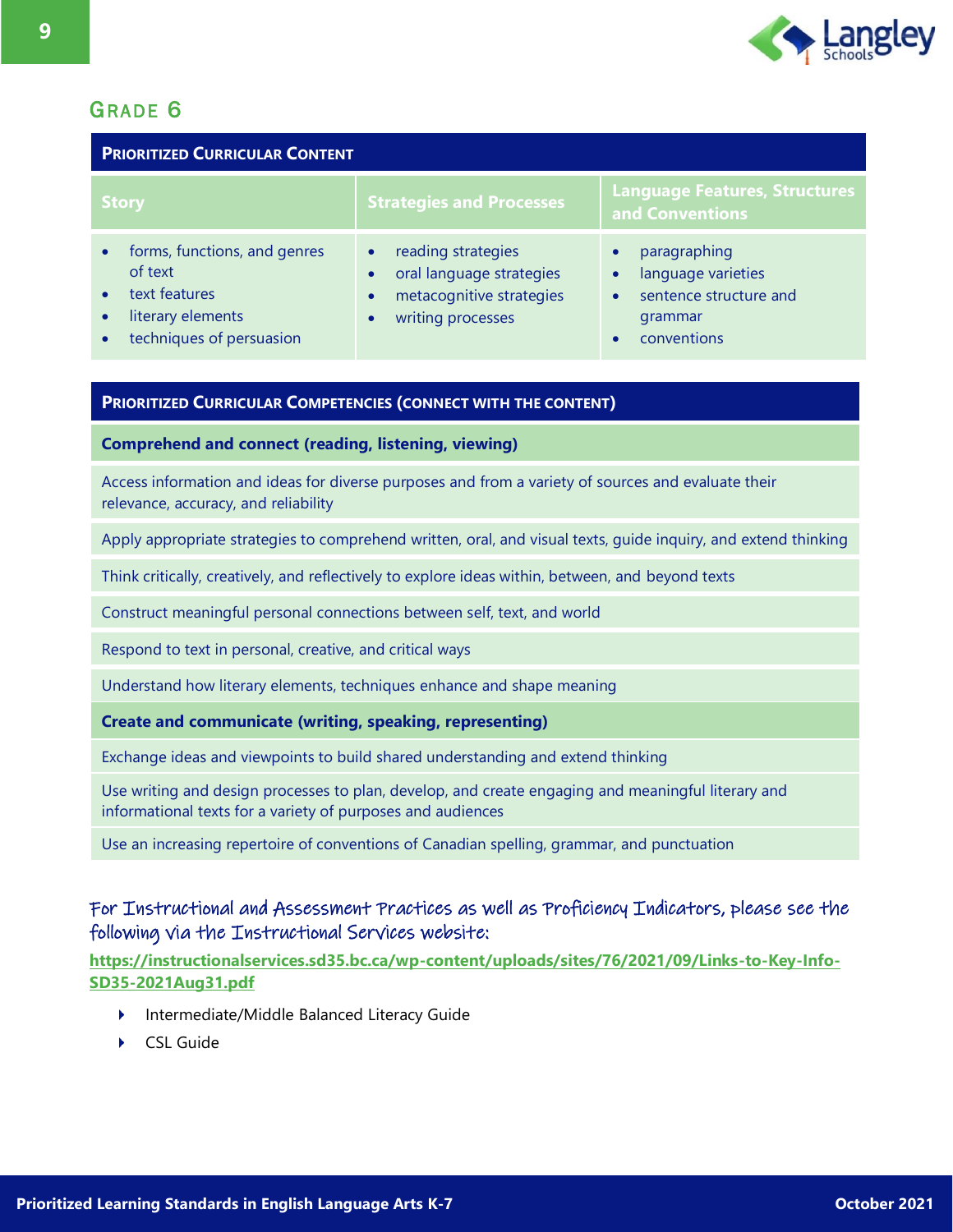## Grade 6

| Prioritized Curricular Content | | |
|---|---|---|
| **Story** | **Strategies and Processes** | **Language Features, Structures and Conventions** |
| • forms, functions, and genres of text<br>• text features<br>• literary elements<br>• techniques of persuasion | • reading strategies<br>• oral language strategies<br>• metacognitive strategies<br>• writing processes | • paragraphing<br>• language varieties<br>• sentence structure and grammar<br>• conventions |

| Prioritized Curricular Competencies (connect with the content) |
|---|
| **Comprehend and connect (reading, listening, viewing)** |
| Access information and ideas for diverse purposes and from a variety of sources and evaluate their relevance, accuracy, and reliability |
| Apply appropriate strategies to comprehend written, oral, and visual texts, guide inquiry, and extend thinking |
| Think critically, creatively, and reflectively to explore ideas within, between, and beyond texts |
| Construct meaningful personal connections between self, text, and world |
| Respond to text in personal, creative, and critical ways |
| Understand how literary elements, techniques enhance and shape meaning |
| **Create and communicate (writing, speaking, representing)** |
| Exchange ideas and viewpoints to build shared understanding and extend thinking |
| Use writing and design processes to plan, develop, and create engaging and meaningful literary and informational texts for a variety of purposes and audiences |
| Use an increasing repertoire of conventions of Canadian spelling, grammar, and punctuation |

For Instructional and Assessment Practices as well as Proficiency Indicators, please see the following via the Instructional Services website:

**https://instructionalservices.sd35.bc.ca/wp-content/uploads/sites/76/2021/09/Links-to-Key-Info-SD35-2021Aug31.pdf**

- Intermediate/Middle Balanced Literacy Guide
- CSL Guide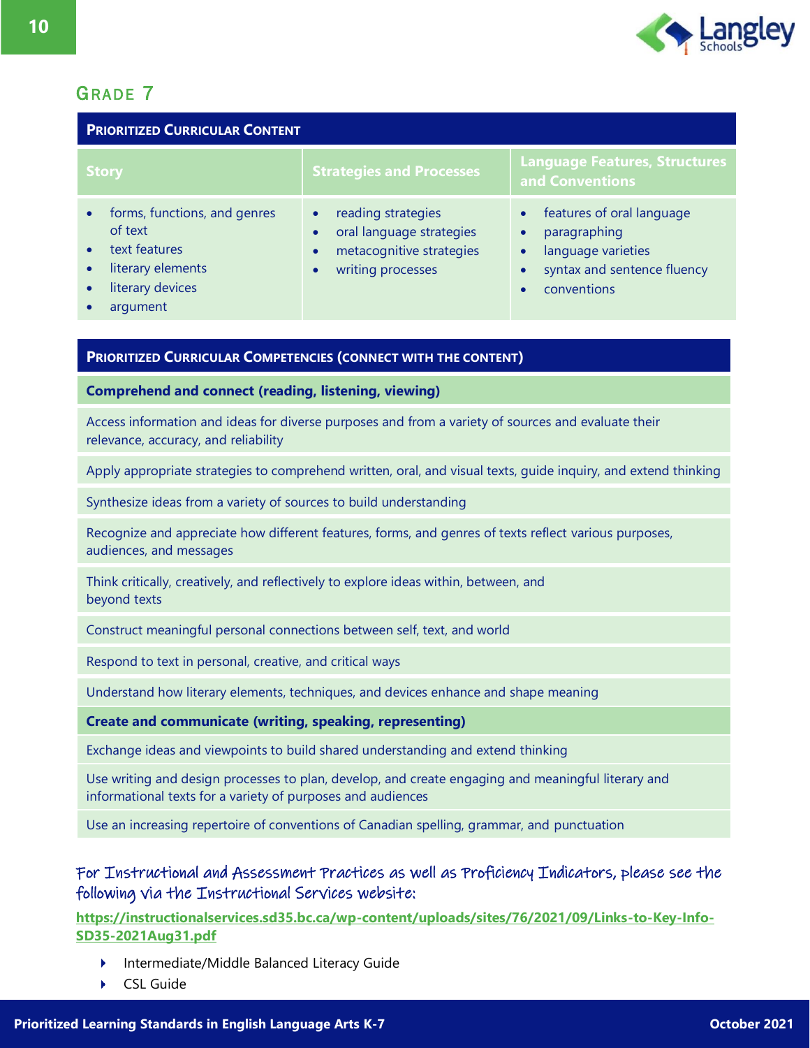## Grade 7

| Prioritized Curricular Content | | |
|---|---|---|
| **Story** | **Strategies and Processes** | **Language Features, Structures and Conventions** |
| • forms, functions, and genres of text<br>• text features<br>• literary elements<br>• literary devices<br>• argument | • reading strategies<br>• oral language strategies<br>• metacognitive strategies<br>• writing processes | • features of oral language<br>• paragraphing<br>• language varieties<br>• syntax and sentence fluency<br>• conventions |

| Prioritized Curricular Competencies (connect with the content) |
|---|
| **Comprehend and connect (reading, listening, viewing)** |
| Access information and ideas for diverse purposes and from a variety of sources and evaluate their relevance, accuracy, and reliability |
| Apply appropriate strategies to comprehend written, oral, and visual texts, guide inquiry, and extend thinking |
| Synthesize ideas from a variety of sources to build understanding |
| Recognize and appreciate how different features, forms, and genres of texts reflect various purposes, audiences, and messages |
| Think critically, creatively, and reflectively to explore ideas within, between, and beyond texts |
| Construct meaningful personal connections between self, text, and world |
| Respond to text in personal, creative, and critical ways |
| Understand how literary elements, techniques, and devices enhance and shape meaning |
| **Create and communicate (writing, speaking, representing)** |
| Exchange ideas and viewpoints to build shared understanding and extend thinking |
| Use writing and design processes to plan, develop, and create engaging and meaningful literary and informational texts for a variety of purposes and audiences |
| Use an increasing repertoire of conventions of Canadian spelling, grammar, and punctuation |

For Instructional and Assessment Practices as well as Proficiency Indicators, please see the following via the Instructional Services website:

**https://instructionalservices.sd35.bc.ca/wp-content/uploads/sites/76/2021/09/Links-to-Key-Info-SD35-2021Aug31.pdf**

- Intermediate/Middle Balanced Literacy Guide
- CSL Guide